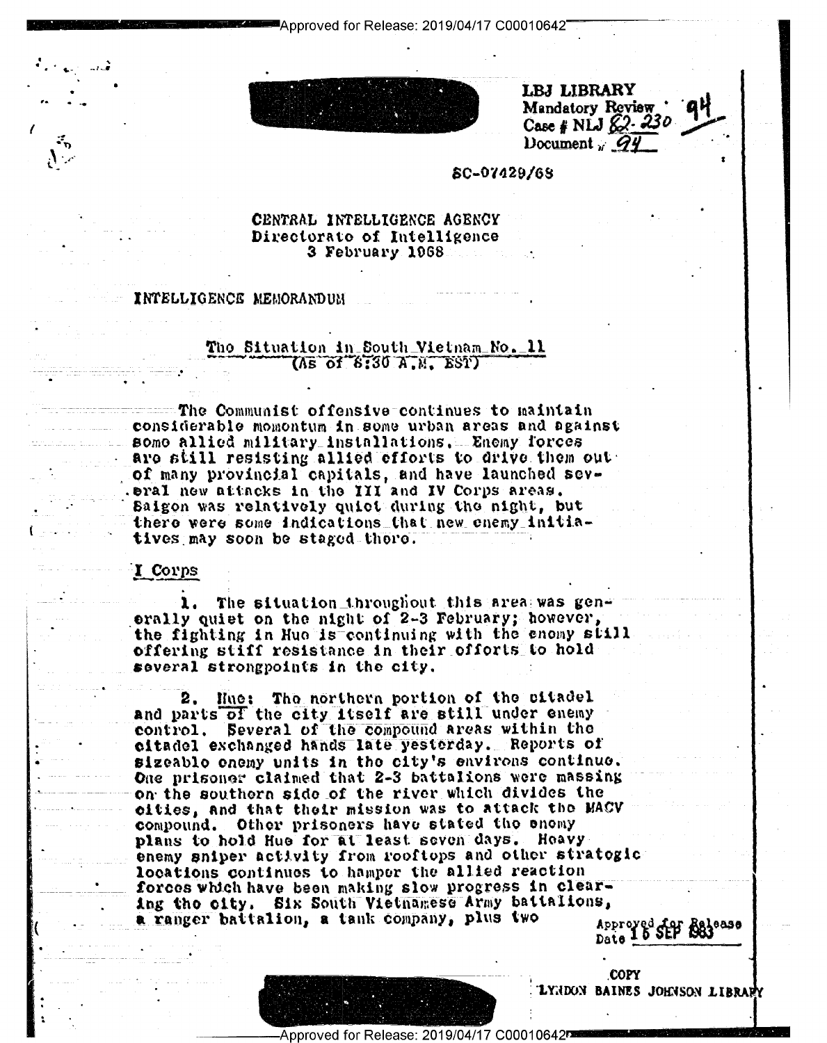LBJ LIBRARY
Mandatory Review
Case # NLJ 82-230
Document # 94

SC-07429/68

CENTRAL INTELLIGENCE AGENCY
Directorate of Intelligence
3 February 1968

INTELLIGENCE MEMORANDUM

## The Situation in South Vietnam No. 11
(As of 8:30 A.M. EST)

The Communist offensive continues to maintain considerable momentum in some urban areas and against some allied military installations. Enemy forces are still resisting allied efforts to drive them out of many provincial capitals, and have launched several new attacks in the III and IV Corps areas. Saigon was relatively quiet during the night, but there were some indications that new enemy initiatives may soon be staged there.

### I Corps

1. The situation throughout this area was generally quiet on the night of 2-3 February; however, the fighting in Hue is continuing with the enemy still offering stiff resistance in their efforts to hold several strongpoints in the city.

2. Hue: The northern portion of the citadel and parts of the city itself are still under enemy control. Several of the compound areas within the citadel exchanged hands late yesterday. Reports of sizeable enemy units in the city's environs continue. One prisoner claimed that 2-3 battalions were massing on the southern side of the river which divides the cities, and that their mission was to attack the MACV compound. Other prisoners have stated the enemy plans to hold Hue for at least seven days. Heavy enemy sniper activity from rooftops and other strategic locations continues to hamper the allied reaction forces which have been making slow progress in clearing the city. Six South Vietnamese Army battalions, a ranger battalion, a tank company, plus two

Approved for Release
Date 15 SEP 1983

COPY
LYNDON BAINES JOHNSON LIBRARY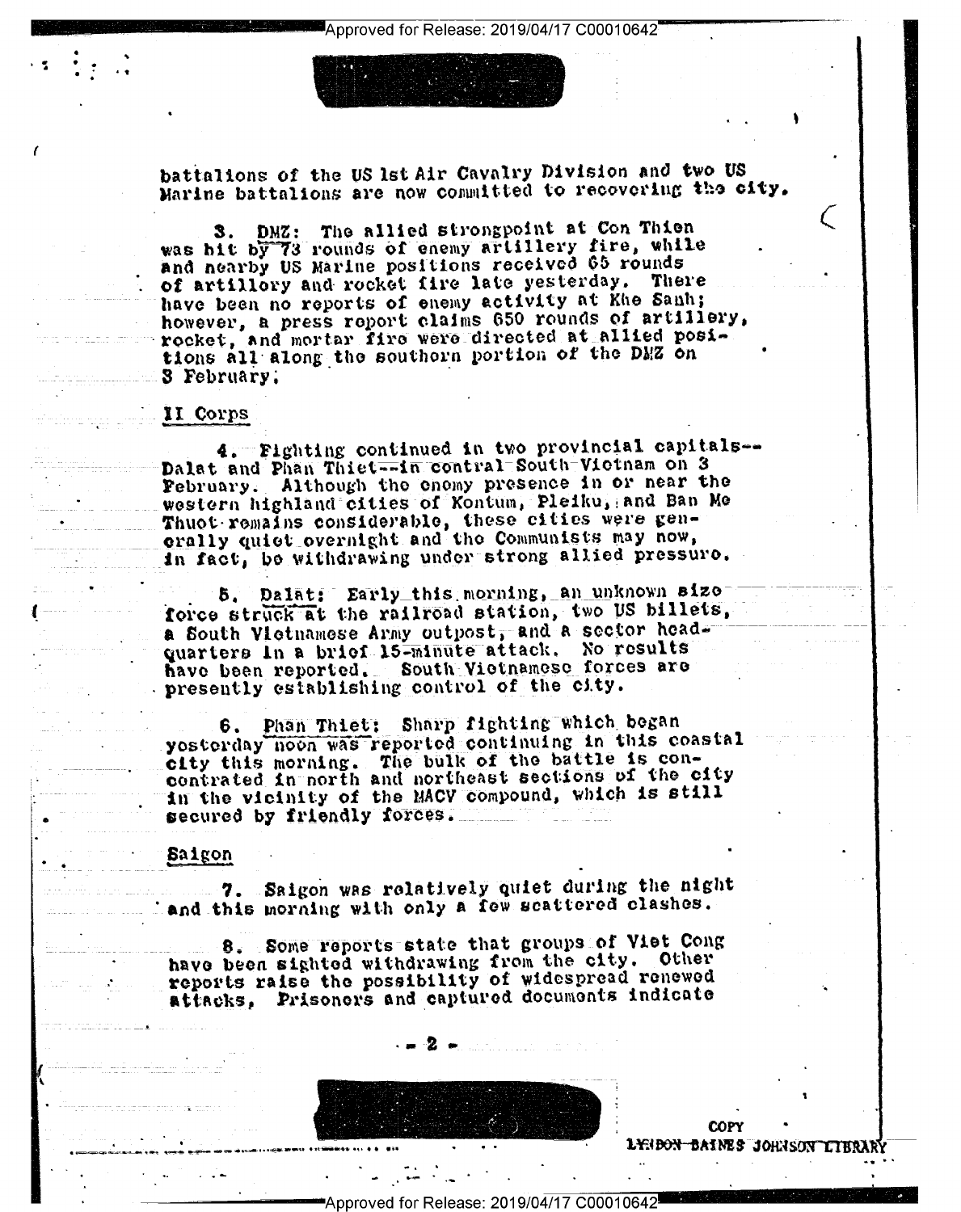battalions of the US 1st Air Cavalry Division and two US Marine battalions are now committed to recovering the city.

3. DMZ: The allied strongpoint at Con Thien was hit by 73 rounds of enemy artillery fire, while and nearby US Marine positions received 65 rounds of artillery and rocket fire late yesterday. There have been no reports of enemy activity at Khe Sanh; however, a press report claims 650 rounds of artillery, rocket, and mortar fire were directed at allied positions all along the southern portion of the DMZ on 3 February.

## II Corps

4. Fighting continued in two provincial capitals--Dalat and Phan Thiet--in central South Vietnam on 3 February. Although the enemy presence in or near the western highland cities of Kontum, Pleiku, and Ban Me Thuot remains considerable, these cities were generally quiet overnight and the Communists may now, in fact, be withdrawing under strong allied pressure.

5. Dalat: Early this morning, an unknown size force struck at the railroad station, two US billets, a South Vietnamese Army outpost, and a sector headquarters in a brief 15-minute attack. No results have been reported. South Vietnamese forces are presently establishing control of the city.

6. Phan Thiet: Sharp fighting which began yesterday noon was reported continuing in this coastal city this morning. The bulk of the battle is concentrated in north and northeast sections of the city in the vicinity of the MACV compound, which is still secured by friendly forces.

## Saigon

7. Saigon was relatively quiet during the night and this morning with only a few scattered clashes.

8. Some reports state that groups of Viet Cong have been sighted withdrawing from the city. Other reports raise the possibility of widespread renewed attacks. Prisoners and captured documents indicate

COPY
LYNDON BAINES JOHNSON LIBRARY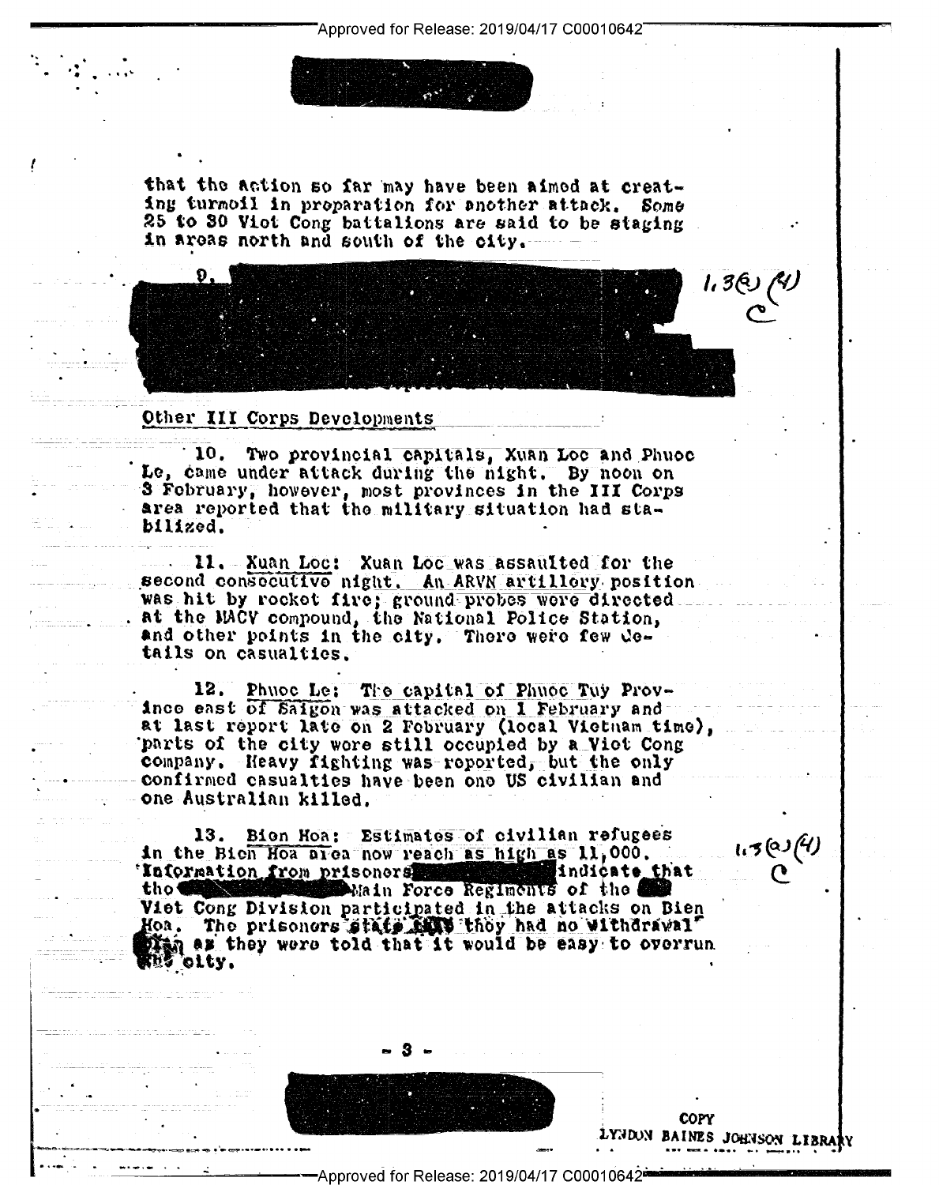that the action so far may have been aimed at creating turmoil in preparation for another attack. Some 25 to 30 Viet Cong battalions are said to be staging in areas north and south of the city.

9. [redacted]

1.3(a)(4)
C

Other III Corps Developments

10. Two provincial capitals, Xuan Loc and Phuoc Le, came under attack during the night. By noon on 3 February, however, most provinces in the III Corps area reported that the military situation had stabilized.

11. Xuan Loc: Xuan Loc was assaulted for the second consecutive night. An ARVN artillery position was hit by rocket fire; ground probes were directed at the MACV compound, the National Police Station, and other points in the city. There were few details on casualties.

12. Phuoc Le: The capital of Phuoc Tuy Province east of Saigon was attacked on 1 February and at last report late on 2 February (local Vietnam time), parts of the city were still occupied by a Viet Cong company. Heavy fighting was reported, but the only confirmed casualties have been one US civilian and one Australian killed.

13. Bien Hoa: Estimates of civilian refugees in the Bien Hoa area now reach as high as 11,000. Information from prisoners [redacted] indicate that the [redacted] Main Force Regiments of the [redacted] Viet Cong Division participated in the attacks on Bien Hoa. The prisoners state that they had no withdrawal plan as they were told that it would be easy to overrun the city.

1.3(a)(4)
C

COPY
LYNDON BAINES JOHNSON LIBRARY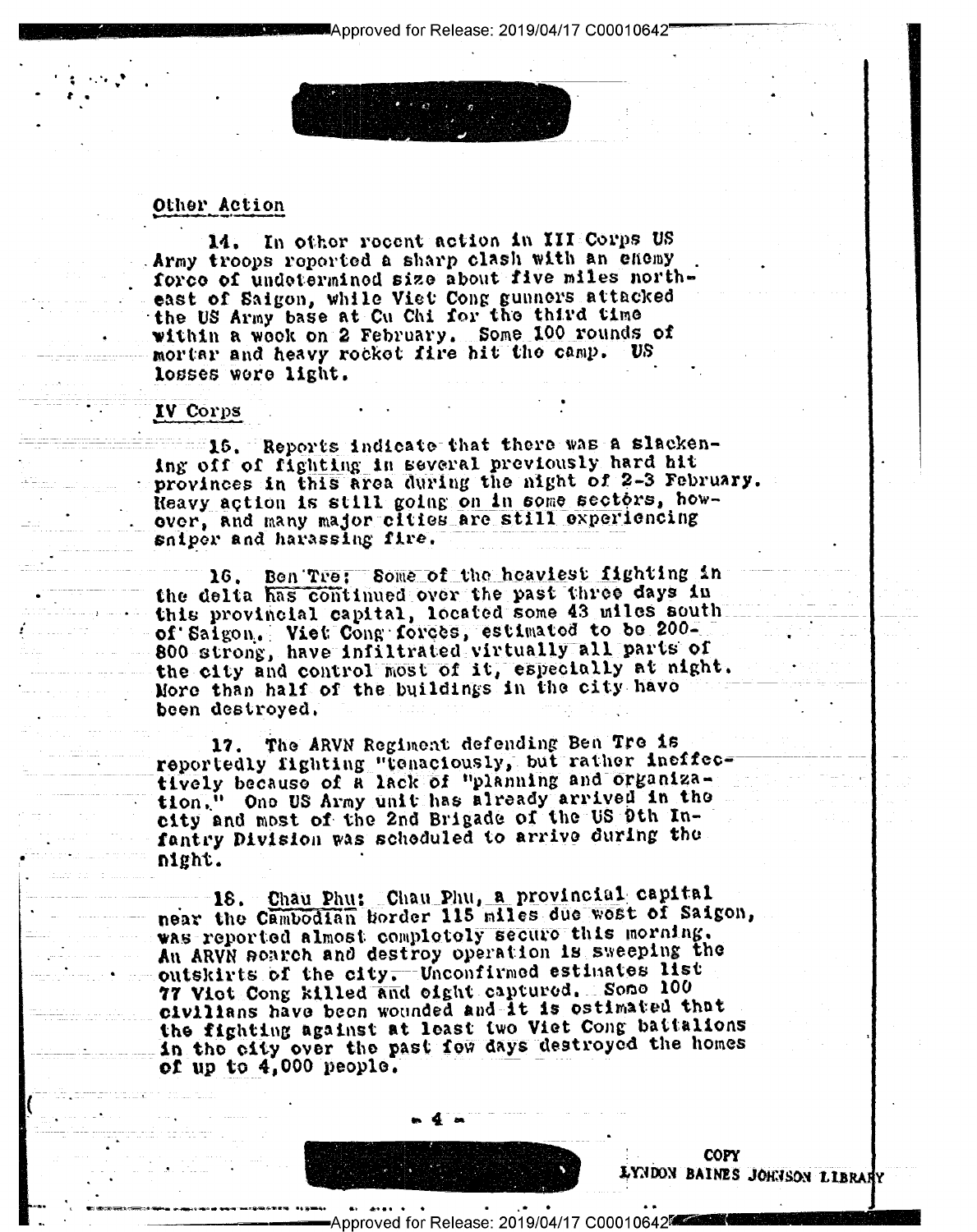## Other Action

14. In other recent action in III Corps US Army troops reported a sharp clash with an enemy force of undetermined size about five miles northeast of Saigon, while Viet Cong gunners attacked the US Army base at Cu Chi for the third time within a week on 2 February. Some 100 rounds of mortar and heavy rocket fire hit the camp. US losses were light.

## IV Corps

15. Reports indicate that there was a slackening off of fighting in several previously hard hit provinces in this area during the night of 2-3 February. Heavy action is still going on in some sectors, however, and many major cities are still experiencing sniper and harassing fire.

16. Ben Tre: Some of the heaviest fighting in the delta has continued over the past three days in this provincial capital, located some 43 miles south of Saigon. Viet Cong forces, estimated to be 200-800 strong, have infiltrated virtually all parts of the city and control most of it, especially at night. More than half of the buildings in the city have been destroyed.

17. The ARVN Regiment defending Ben Tre is reportedly fighting "tenaciously, but rather ineffectively because of a lack of "planning and organization." One US Army unit has already arrived in the city and most of the 2nd Brigade of the US 9th Infantry Division was scheduled to arrive during the night.

18. Chau Phu: Chau Phu, a provincial capital near the Cambodian border 115 miles due west of Saigon, was reported almost completely secure this morning. An ARVN search and destroy operation is sweeping the outskirts of the city. Unconfirmed estimates list 77 Viet Cong killed and eight captured. Some 100 civilians have been wounded and it is estimated that the fighting against at least two Viet Cong battalions in the city over the past few days destroyed the homes of up to 4,000 people.

COPY
LYNDON BAINES JOHNSON LIBRARY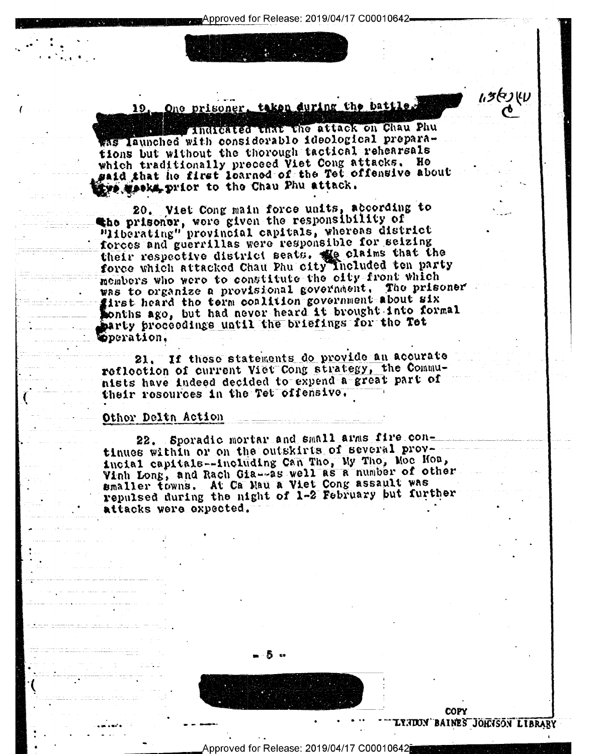19. One prisoner, taken during the battle, [redacted] indicated that the attack on Chau Phu was launched with considerable ideological preparations but without the thorough tactical rehearsals which traditionally preceed Viet Cong attacks. He said that he first learned of the Tet offensive about five weeks prior to the Chau Phu attack.

20. Viet Cong main force units, according to the prisoner, were given the responsibility of "liberating" provincial capitals, whereas district forces and guerrillas were responsible for seizing their respective district seats. He claims that the force which attacked Chau Phu city included ten party members who were to constitute the city front which was to organize a provisional government. The prisoner first heard the term coalition government about six months ago, but had never heard it brought into formal party proceedings until the briefings for the Tet operation.

21. If these statements do provide an accurate reflection of current Viet Cong strategy, the Communists have indeed decided to expend a great part of their resources in the Tet offensive.

## Other Delta Action

22. Sporadic mortar and small arms fire continues within or on the outskirts of several provincial capitals--including Can Tho, My Tho, Moc Hoa, Vinh Long, and Rach Gia--as well as a number of other smaller towns. At Ca Mau a Viet Cong assault was repulsed during the night of 1-2 February but further attacks were expected.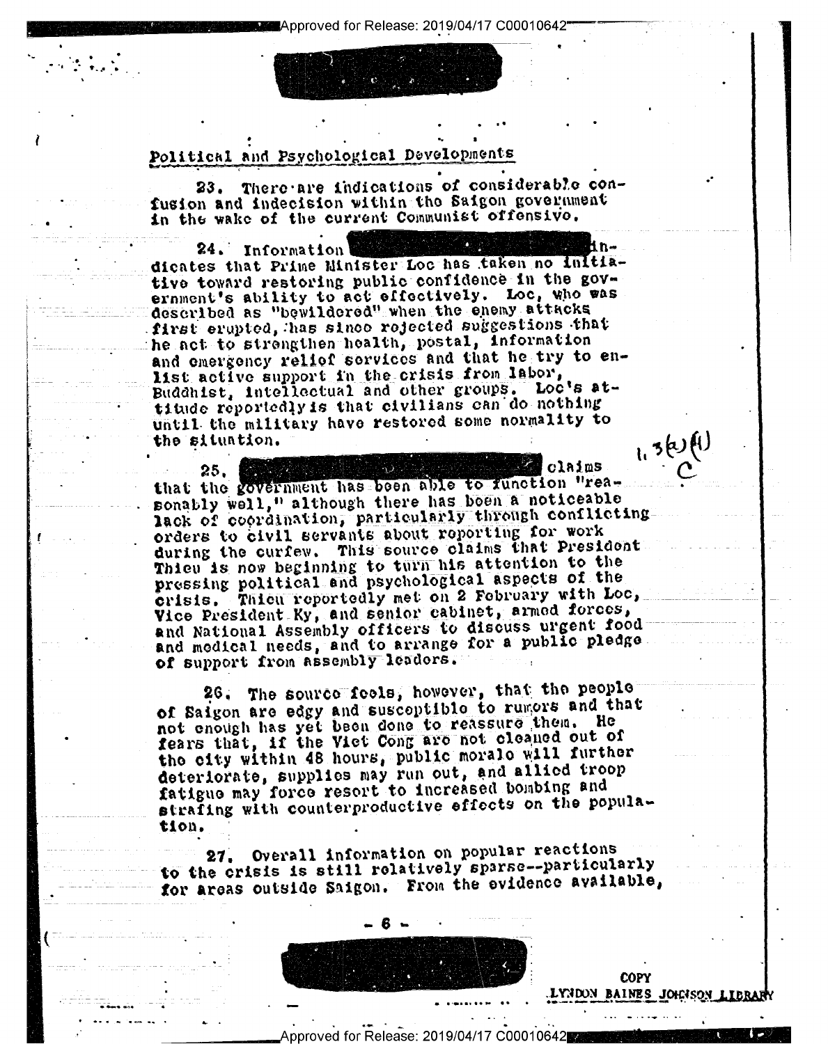## Political and Psychological Developments

23. There are indications of considerable confusion and indecision within the Saigon government in the wake of the current Communist offensive.

24. Information [redacted] indicates that Prime Minister Loc has taken no initiative toward restoring public confidence in the government's ability to act effectively. Loc, who was described as "bewildered" when the enemy attacks first erupted, has since rejected suggestions that he act to strengthen health, postal, information and emergency relief services and that he try to enlist active support in the crisis from labor, Buddhist, intellectual and other groups. Loc's attitude reportedly is that civilians can do nothing until the military have restored some normality to the situation.

25. [redacted] claims that the government has been able to function "reasonably well," although there has been a noticeable lack of coordination, particularly through conflicting orders to civil servants about reporting for work during the curfew. This source claims that President Thieu is now beginning to turn his attention to the pressing political and psychological aspects of the crisis. Thieu reportedly met on 2 February with Loc, Vice President Ky, and senior cabinet, armed forces, and National Assembly officers to discuss urgent food and medical needs, and to arrange for a public pledge of support from assembly leaders.

26. The source feels, however, that the people of Saigon are edgy and susceptible to rumors and that not enough has yet been done to reassure them. He fears that, if the Viet Cong are not cleaned out of the city within 48 hours, public morale will further deteriorate, supplies may run out, and allied troop fatigue may force resort to increased bombing and strafing with counterproductive effects on the population.

27. Overall information on popular reactions to the crisis is still relatively sparse--particularly for areas outside Saigon. From the evidence available,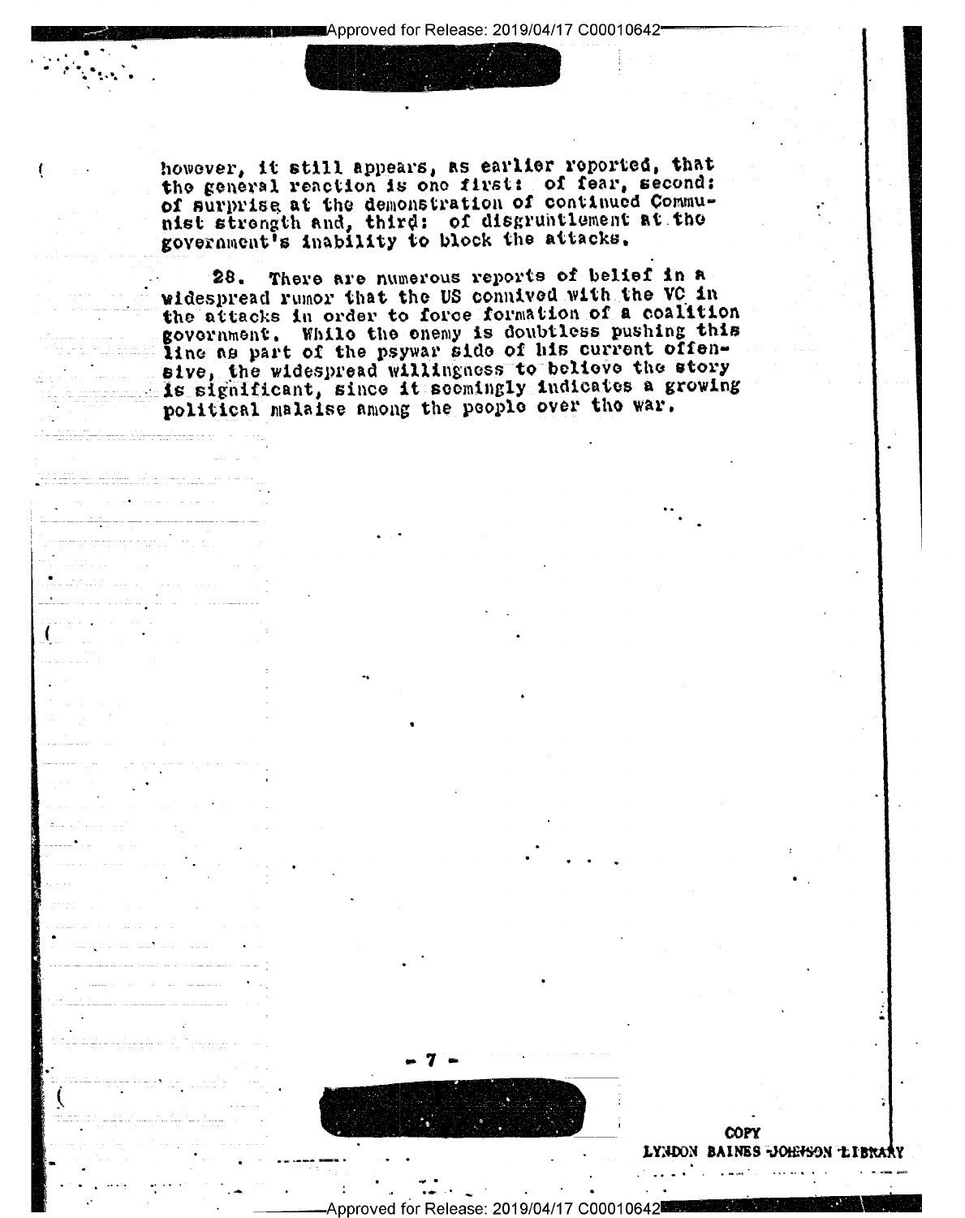however, it still appears, as earlier reported, that the general reaction is one first: of fear, second: of surprise at the demonstration of continued Communist strength and, third: of disgruntlement at the government's inability to block the attacks.

28. There are numerous reports of belief in a widespread rumor that the US connived with the VC in the attacks in order to force formation of a coalition government. While the enemy is doubtless pushing this line as part of the psywar side of his current offensive, the widespread willingness to believe the story is significant, since it seemingly indicates a growing political malaise among the people over the war.

COPY
LYNDON BAINES JOHNSON LIBRARY